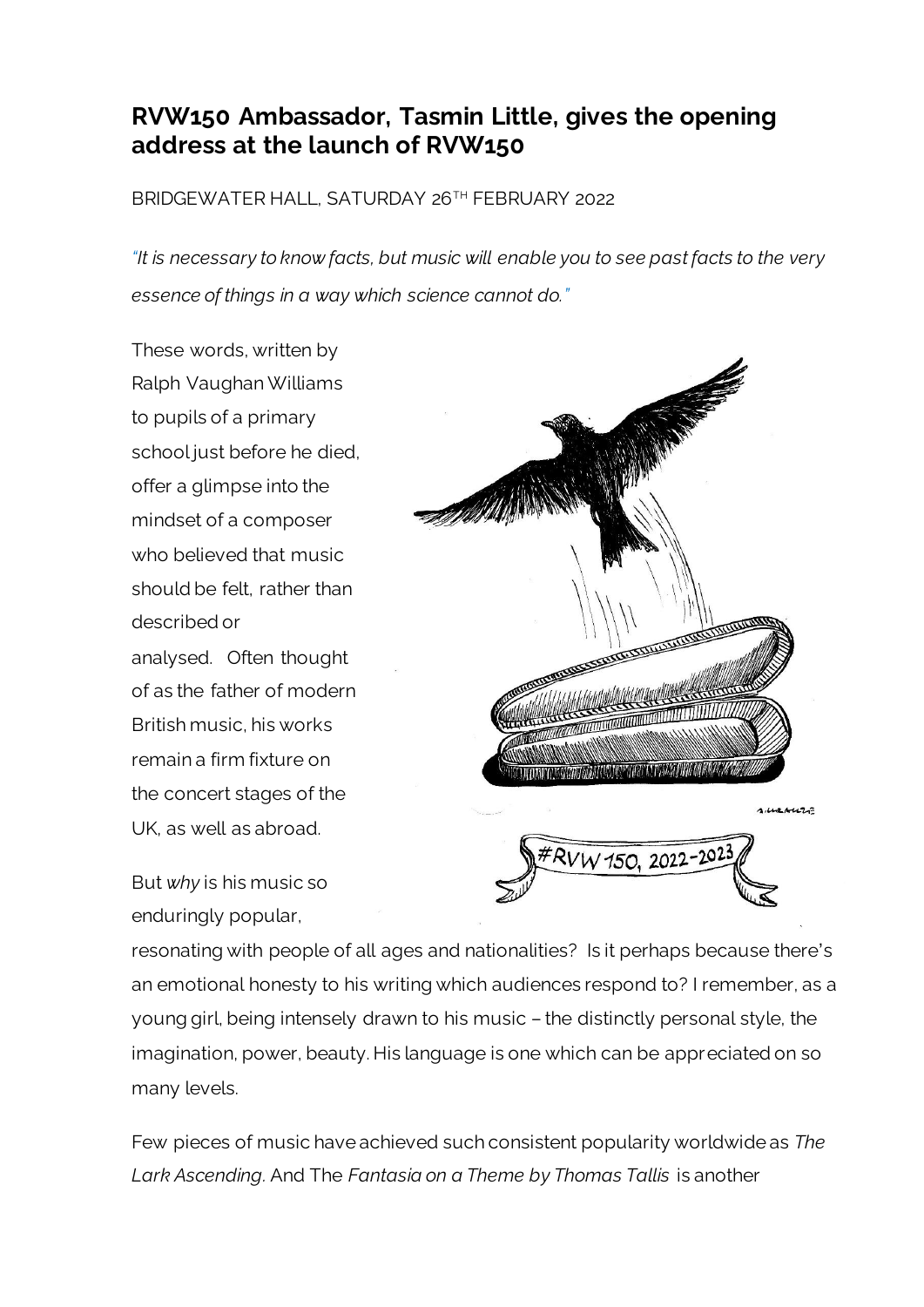## RVW150 Ambassador, Tasmin Little, gives the opening address at the launch of RVW150

BRIDGEWATER HALL, SATURDAY 26TH FEBRUARY 2022

*"It is necessary to know facts, but music will enable you to see past facts to the very essence of things in a way which science cannot do."*

These words, written by Ralph Vaughan Williams to pupils of a primary school just before he died, offer a glimpse into the mindset of a composer who believed that music should be felt, rather than described or analysed. Often thought of as the father of modern British music, his works remain a firm fixture on the concert stages of the UK, as well as abroad.

But *why* is his music so enduringly popular, resonating with people of all ages and nationalities? Is it perhaps because there's an emotional honesty to his writing which audiences respond to? I remember, as a young girl, being intensely drawn to his music – the distinctly personal style, the imagination, power, beauty. His language is one which can be appreciated on so many levels.

Few pieces of music have achieved such consistent popularity worldwide as *The Lark Ascending*. And The *Fantasia on a Theme by Thomas Tallis* is another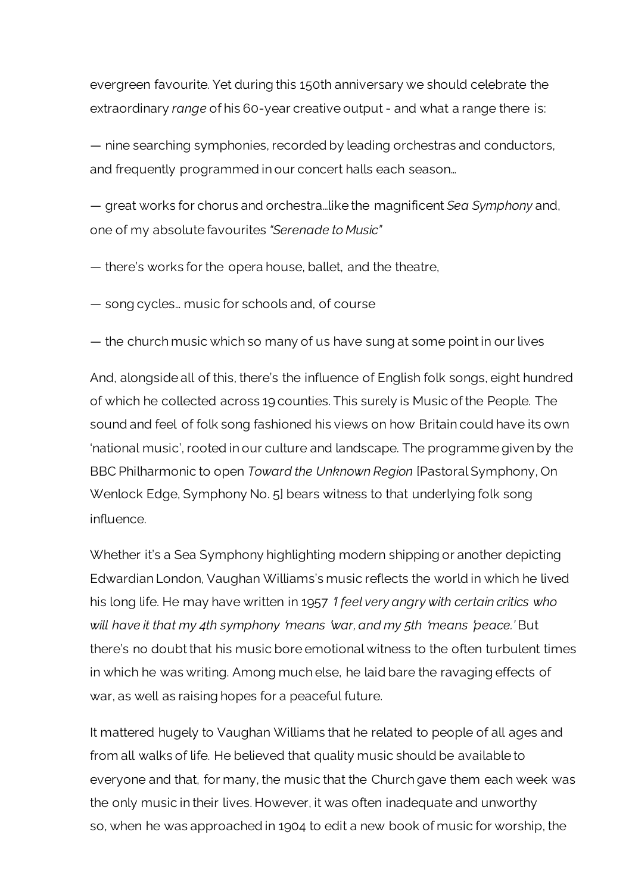evergreen favourite. Yet during this 150th anniversary we should celebrate the extraordinary *range* of his 60-year creative output - and what a range there is:

— nine searching symphonies, recorded by leading orchestras and conductors, and frequently programmed in our concert halls each season…

— great works for chorus and orchestra…like the magnificent *Sea Symphony* and, one of my absolute favourites *"Serenade to Music"*

— there's works for the opera house, ballet, and the theatre,

— song cycles… music for schools and, of course

— the church music which so many of us have sung at some point in our lives

And, alongside all of this, there's the influence of English folk songs, eight hundred of which he collected across 19 counties. This surely is Music of the People. The sound and feel of folk song fashioned his views on how Britain could have its own 'national music', rooted in our culture and landscape. The programme given by the BBC Philharmonic to open *Toward the Unknown Region* [Pastoral Symphony, On Wenlock Edge, Symphony No. 5] bears witness to that underlying folk song influence.

Whether it's a Sea Symphony highlighting modern shipping or another depicting Edwardian London, Vaughan Williams's music reflects the world in which he lived his long life. He may have written in 1957 *'I feel very angry with certain critics who will have it that my 4th symphony 'means 'war, and my 5th 'means 'peace.'* But there's no doubt that his music bore emotional witness to the often turbulent times in which he was writing. Among much else, he laid bare the ravaging effects of war, as well as raising hopes for a peaceful future.

It mattered hugely to Vaughan Williams that he related to people of all ages and from all walks of life. He believed that quality music should be available to everyone and that, for many, the music that the Church gave them each week was the only music in their lives. However, it was often inadequate and unworthy so, when he was approached in 1904 to edit a new book of music for worship, the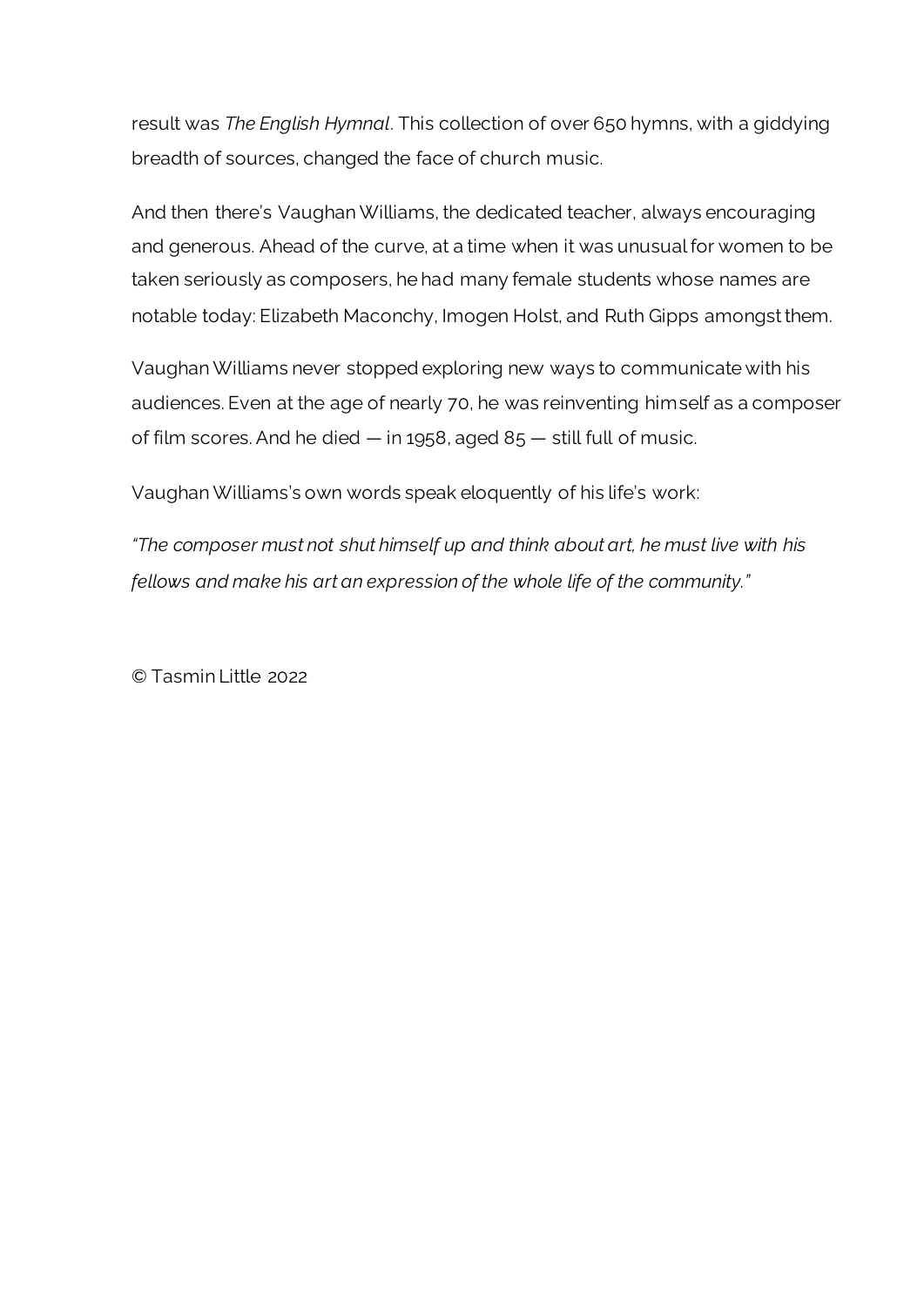result was *The English Hymnal*. This collection of over 650 hymns, with a giddying breadth of sources, changed the face of church music.

And then there's Vaughan Williams, the dedicated teacher, always encouraging and generous. Ahead of the curve, at a time when it was unusual for women to be taken seriously as composers, he had many female students whose names are notable today: Elizabeth Maconchy, Imogen Holst, and Ruth Gipps amongst them.

Vaughan Williams never stopped exploring new ways to communicate with his audiences. Even at the age of nearly 70, he was reinventing himself as a composer of film scores. And he died — in 1958, aged 85 — still full of music.

Vaughan Williams's own words speak eloquently of his life's work:

*"The composer must not shut himself up and think about art, he must live with his fellows and make his art an expression of the whole life of the community."*

© Tasmin Little 2022